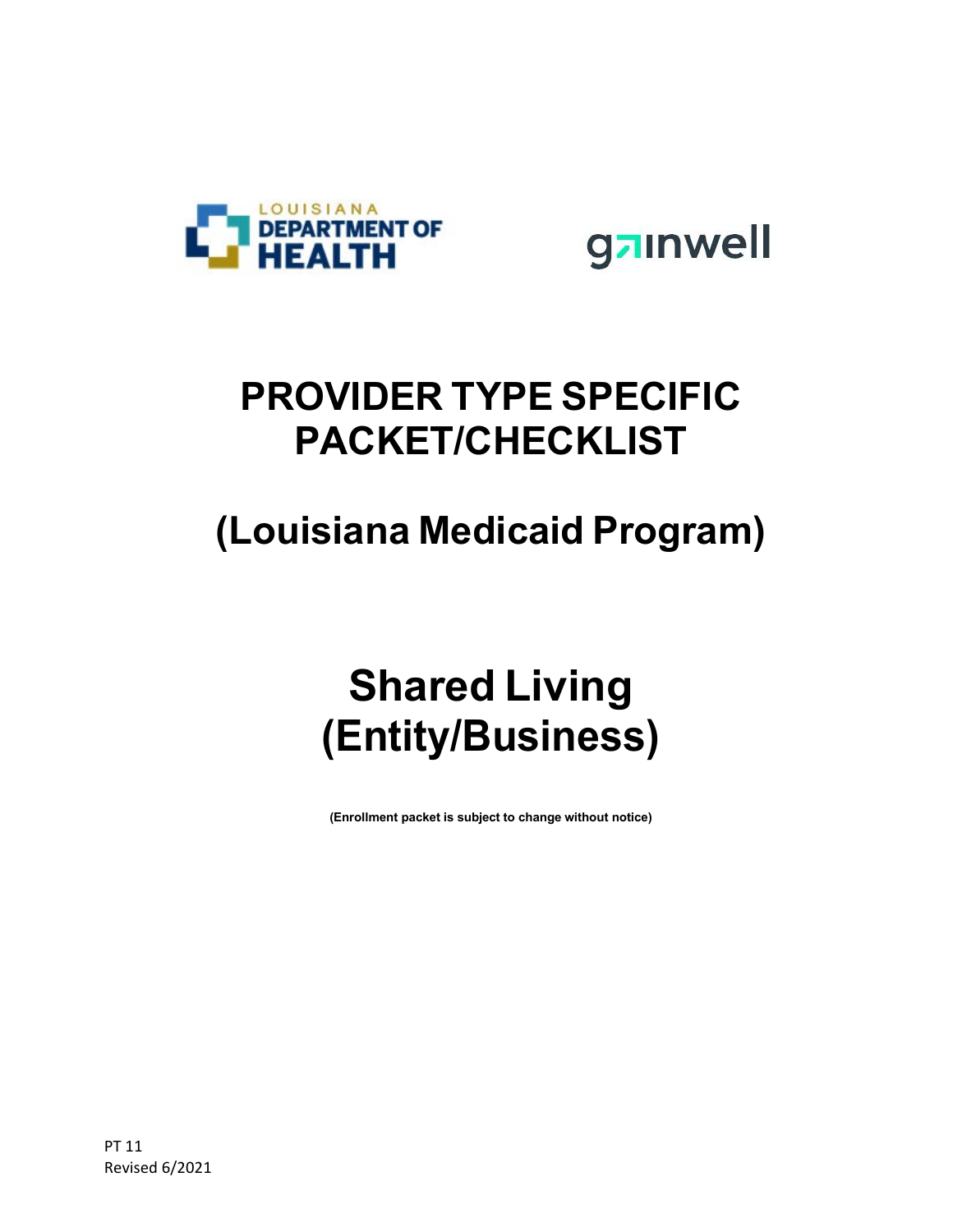# PROVIDER TYPE SPECIFIC PACKET/CHECKLIST

## (Louisiana Medicaid Program)

# Shared Living (Entity/Business)

**(Enrollment packet is subject to change without notice)**

PT 11
Revised 6/2021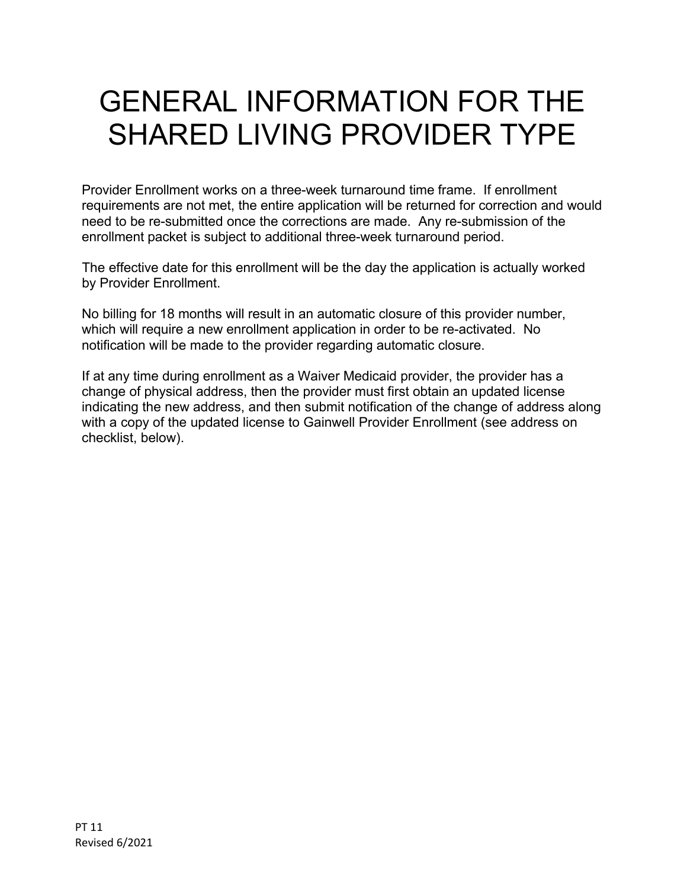# GENERAL INFORMATION FOR THE SHARED LIVING PROVIDER TYPE

Provider Enrollment works on a three-week turnaround time frame. If enrollment requirements are not met, the entire application will be returned for correction and would need to be re-submitted once the corrections are made. Any re-submission of the enrollment packet is subject to additional three-week turnaround period.

The effective date for this enrollment will be the day the application is actually worked by Provider Enrollment.

No billing for 18 months will result in an automatic closure of this provider number, which will require a new enrollment application in order to be re-activated. No notification will be made to the provider regarding automatic closure.

If at any time during enrollment as a Waiver Medicaid provider, the provider has a change of physical address, then the provider must first obtain an updated license indicating the new address, and then submit notification of the change of address along with a copy of the updated license to Gainwell Provider Enrollment (see address on checklist, below).

PT 11
Revised 6/2021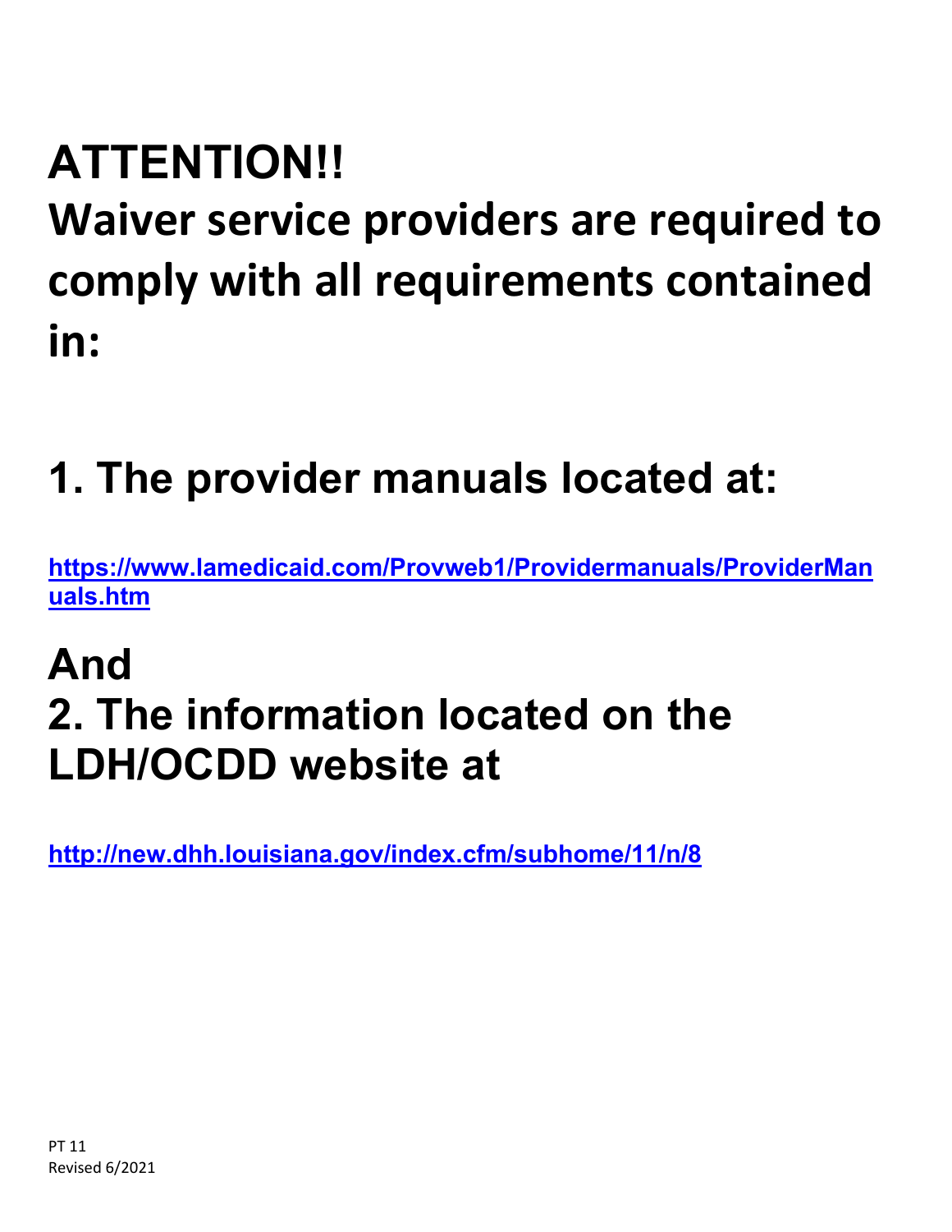# ATTENTION!!

# Waiver service providers are required to comply with all requirements contained in:

## 1. The provider manuals located at:

**https://www.lamedicaid.com/Provweb1/Providermanuals/ProviderManuals.htm**

## And

## 2. The information located on the LDH/OCDD website at

**http://new.dhh.louisiana.gov/index.cfm/subhome/11/n/8**

PT 11
Revised 6/2021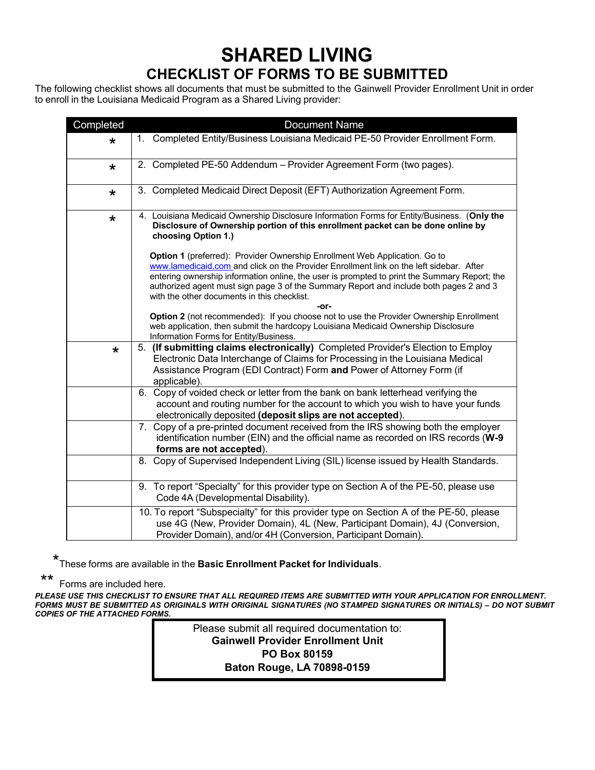# SHARED LIVING

## CHECKLIST OF FORMS TO BE SUBMITTED

The following checklist shows all documents that must be submitted to the Gainwell Provider Enrollment Unit in order to enroll in the Louisiana Medicaid Program as a Shared Living provider:

| Completed | Document Name |
|---|---|
| * | 1. Completed Entity/Business Louisiana Medicaid PE-50 Provider Enrollment Form. |
| * | 2. Completed PE-50 Addendum – Provider Agreement Form (two pages). |
| * | 3. Completed Medicaid Direct Deposit (EFT) Authorization Agreement Form. |
| * | 4. Louisiana Medicaid Ownership Disclosure Information Forms for Entity/Business. (**Only the Disclosure of Ownership portion of this enrollment packet can be done online by choosing Option 1.**)<br><br>**Option 1** (preferred): Provider Ownership Enrollment Web Application. Go to www.lamedicaid.com and click on the Provider Enrollment link on the left sidebar. After entering ownership information online, the user is prompted to print the Summary Report; the authorized agent must sign page 3 of the Summary Report and include both pages 2 and 3 with the other documents in this checklist.<br>**-or-**<br>**Option 2** (not recommended): If you choose not to use the Provider Ownership Enrollment web application, then submit the hardcopy Louisiana Medicaid Ownership Disclosure Information Forms for Entity/Business. |
| * | 5. **(If submitting claims electronically)** Completed Provider's Election to Employ Electronic Data Interchange of Claims for Processing in the Louisiana Medical Assistance Program (EDI Contract) Form **and** Power of Attorney Form (if applicable). |
| | 6. Copy of voided check or letter from the bank on bank letterhead verifying the account and routing number for the account to which you wish to have your funds electronically deposited **(deposit slips are not accepted)**. |
| | 7. Copy of a pre-printed document received from the IRS showing both the employer identification number (EIN) and the official name as recorded on IRS records (**W-9 forms are not accepted**). |
| | 8. Copy of Supervised Independent Living (SIL) license issued by Health Standards. |
| | 9. To report "Specialty" for this provider type on Section A of the PE-50, please use Code 4A (Developmental Disability). |
| | 10. To report "Subspecialty" for this provider type on Section A of the PE-50, please use 4G (New, Provider Domain), 4L (New, Participant Domain), 4J (Conversion, Provider Domain), and/or 4H (Conversion, Participant Domain). |

*These forms are available in the **Basic Enrollment Packet for Individuals**.

** Forms are included here.

***PLEASE USE THIS CHECKLIST TO ENSURE THAT ALL REQUIRED ITEMS ARE SUBMITTED WITH YOUR APPLICATION FOR ENROLLMENT. FORMS MUST BE SUBMITTED AS ORIGINALS WITH ORIGINAL SIGNATURES (NO STAMPED SIGNATURES OR INITIALS) – DO NOT SUBMIT COPIES OF THE ATTACHED FORMS.***

Please submit all required documentation to:
**Gainwell Provider Enrollment Unit**
**PO Box 80159**
**Baton Rouge, LA 70898-0159**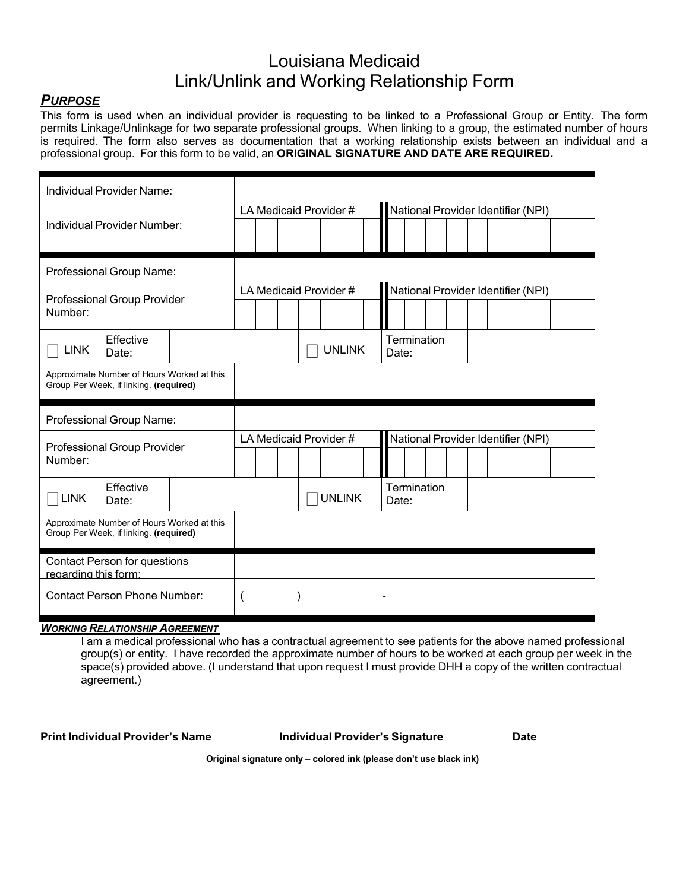# Louisiana Medicaid
# Link/Unlink and Working Relationship Form

## *PURPOSE*

This form is used when an individual provider is requesting to be linked to a Professional Group or Entity. The form permits Linkage/Unlinkage for two separate professional groups. When linking to a group, the estimated number of hours is required. The form also serves as documentation that a working relationship exists between an individual and a professional group. For this form to be valid, an **ORIGINAL SIGNATURE AND DATE ARE REQUIRED.**

| | | | |
|---|---|---|---|
| Individual Provider Name: | | | |
| Individual Provider Number: | LA Medicaid Provider # | National Provider Identifier (NPI) | |
| Professional Group Name: | | | |
| Professional Group Provider Number: | LA Medicaid Provider # | National Provider Identifier (NPI) | |
| ☐ LINK Effective Date: | | ☐ UNLINK | Termination Date: |
| Approximate Number of Hours Worked at this Group Per Week, if linking. **(required)** | | | |
| Professional Group Name: | | | |
| Professional Group Provider Number: | LA Medicaid Provider # | National Provider Identifier (NPI) | |
| ☐ LINK Effective Date: | | ☐ UNLINK | Termination Date: |
| Approximate Number of Hours Worked at this Group Per Week, if linking. **(required)** | | | |
| Contact Person for questions regarding this form: | | | |
| Contact Person Phone Number: | ( ) - | | |

### *WORKING RELATIONSHIP AGREEMENT*

I am a medical professional who has a contractual agreement to see patients for the above named professional group(s) or entity. I have recorded the approximate number of hours to be worked at each group per week in the space(s) provided above. (I understand that upon request I must provide DHH a copy of the written contractual agreement.)

| | | |
|---|---|---|
| **Print Individual Provider's Name** | **Individual Provider's Signature** | **Date** |

**Original signature only – colored ink (please don't use black ink)**